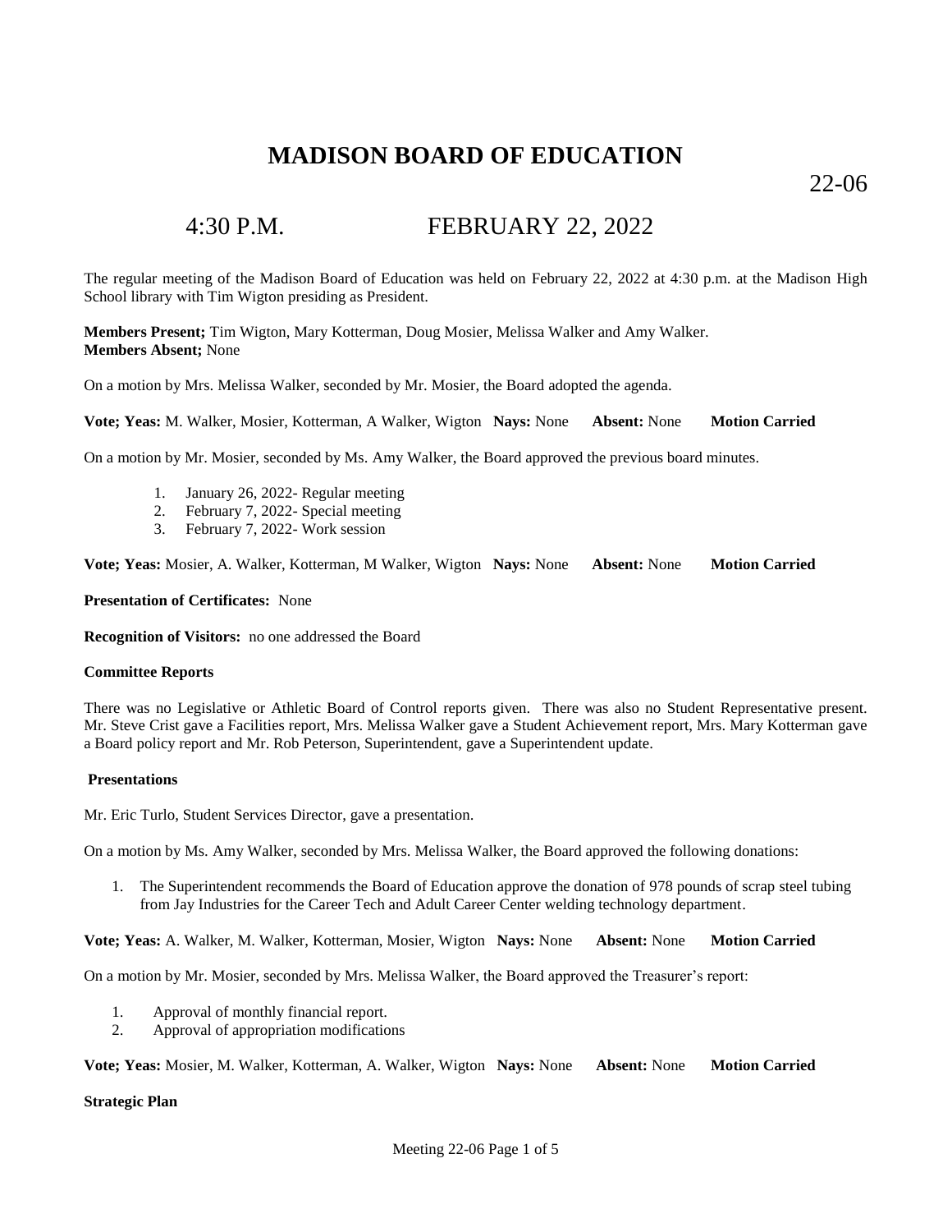# MADISON BOARD OF EDUCATION

22-06

## 4:30 P.M. FEBRUARY 22, 2022

The regular meeting of the Madison Board of Education was held on February 22, 2022 at 4:30 p.m. at the Madison High School library with Tim Wigton presiding as President.

**Members Present;** Tim Wigton, Mary Kotterman, Doug Mosier, Melissa Walker and Amy Walker.
**Members Absent;** None

On a motion by Mrs. Melissa Walker, seconded by Mr. Mosier, the Board adopted the agenda.

**Vote; Yeas:** M. Walker, Mosier, Kotterman, A Walker, Wigton **Nays:** None **Absent:** None **Motion Carried**

On a motion by Mr. Mosier, seconded by Ms. Amy Walker, the Board approved the previous board minutes.

1. January 26, 2022- Regular meeting
2. February 7, 2022- Special meeting
3. February 7, 2022- Work session

**Vote; Yeas:** Mosier, A. Walker, Kotterman, M Walker, Wigton **Nays:** None **Absent:** None **Motion Carried**

**Presentation of Certificates:** None

**Recognition of Visitors:** no one addressed the Board

**Committee Reports**

There was no Legislative or Athletic Board of Control reports given. There was also no Student Representative present. Mr. Steve Crist gave a Facilities report, Mrs. Melissa Walker gave a Student Achievement report, Mrs. Mary Kotterman gave a Board policy report and Mr. Rob Peterson, Superintendent, gave a Superintendent update.

**Presentations**

Mr. Eric Turlo, Student Services Director, gave a presentation.

On a motion by Ms. Amy Walker, seconded by Mrs. Melissa Walker, the Board approved the following donations:

1. The Superintendent recommends the Board of Education approve the donation of 978 pounds of scrap steel tubing from Jay Industries for the Career Tech and Adult Career Center welding technology department.

**Vote; Yeas:** A. Walker, M. Walker, Kotterman, Mosier, Wigton **Nays:** None **Absent:** None **Motion Carried**

On a motion by Mr. Mosier, seconded by Mrs. Melissa Walker, the Board approved the Treasurer's report:

1. Approval of monthly financial report.
2. Approval of appropriation modifications

**Vote; Yeas:** Mosier, M. Walker, Kotterman, A. Walker, Wigton **Nays:** None **Absent:** None **Motion Carried**

**Strategic Plan**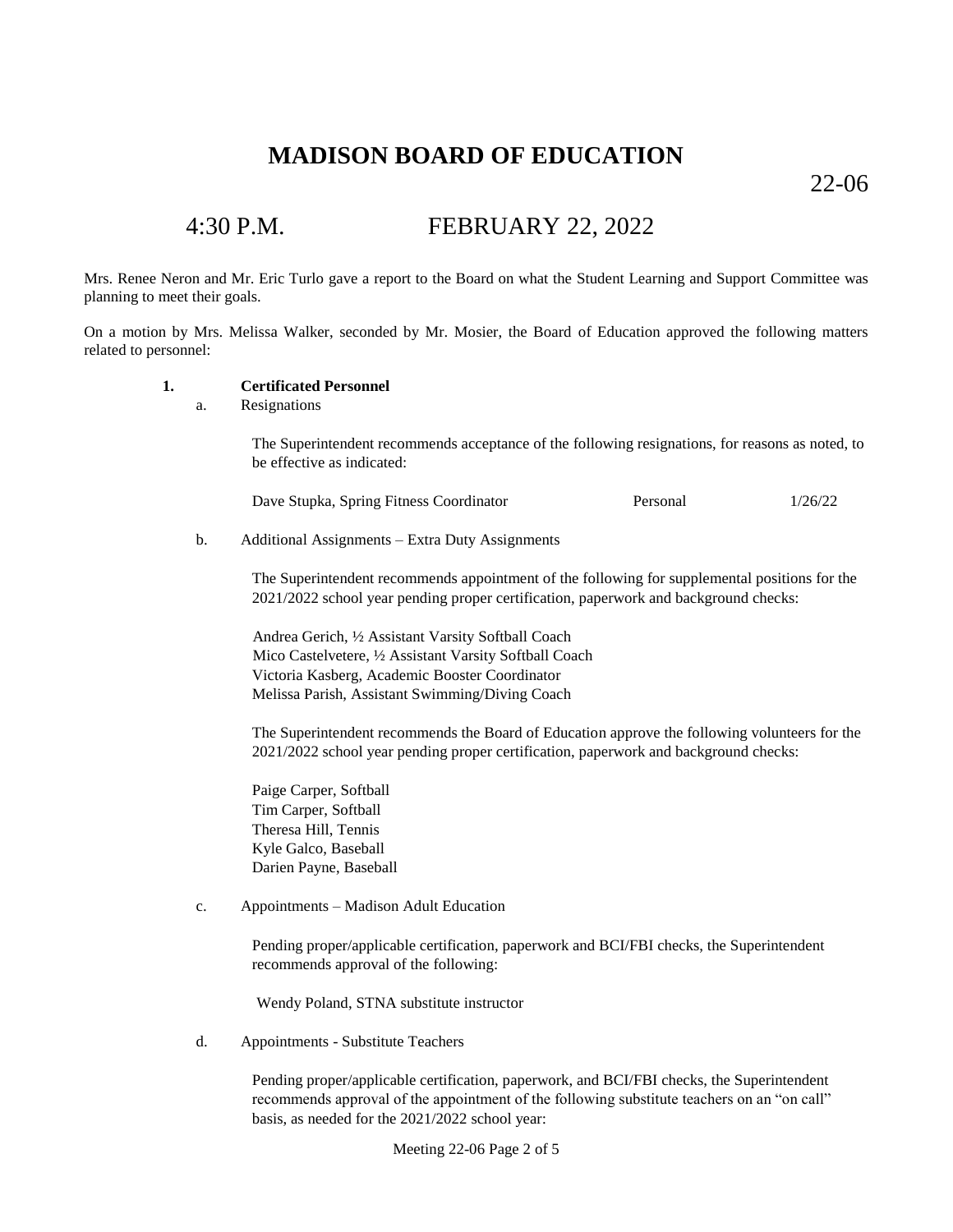# MADISON BOARD OF EDUCATION

22-06

## 4:30 P.M. FEBRUARY 22, 2022

Mrs. Renee Neron and Mr. Eric Turlo gave a report to the Board on what the Student Learning and Support Committee was planning to meet their goals.

On a motion by Mrs. Melissa Walker, seconded by Mr. Mosier, the Board of Education approved the following matters related to personnel:

**1. Certificated Personnel**

a. Resignations

The Superintendent recommends acceptance of the following resignations, for reasons as noted, to be effective as indicated:

| | | |
|---|---|---|
| Dave Stupka, Spring Fitness Coordinator | Personal | 1/26/22 |

b. Additional Assignments – Extra Duty Assignments

The Superintendent recommends appointment of the following for supplemental positions for the 2021/2022 school year pending proper certification, paperwork and background checks:

Andrea Gerich, ½ Assistant Varsity Softball Coach
Mico Castelvetere, ½ Assistant Varsity Softball Coach
Victoria Kasberg, Academic Booster Coordinator
Melissa Parish, Assistant Swimming/Diving Coach

The Superintendent recommends the Board of Education approve the following volunteers for the 2021/2022 school year pending proper certification, paperwork and background checks:

Paige Carper, Softball
Tim Carper, Softball
Theresa Hill, Tennis
Kyle Galco, Baseball
Darien Payne, Baseball

c. Appointments – Madison Adult Education

Pending proper/applicable certification, paperwork and BCI/FBI checks, the Superintendent recommends approval of the following:

Wendy Poland, STNA substitute instructor

d. Appointments - Substitute Teachers

Pending proper/applicable certification, paperwork, and BCI/FBI checks, the Superintendent recommends approval of the appointment of the following substitute teachers on an "on call" basis, as needed for the 2021/2022 school year: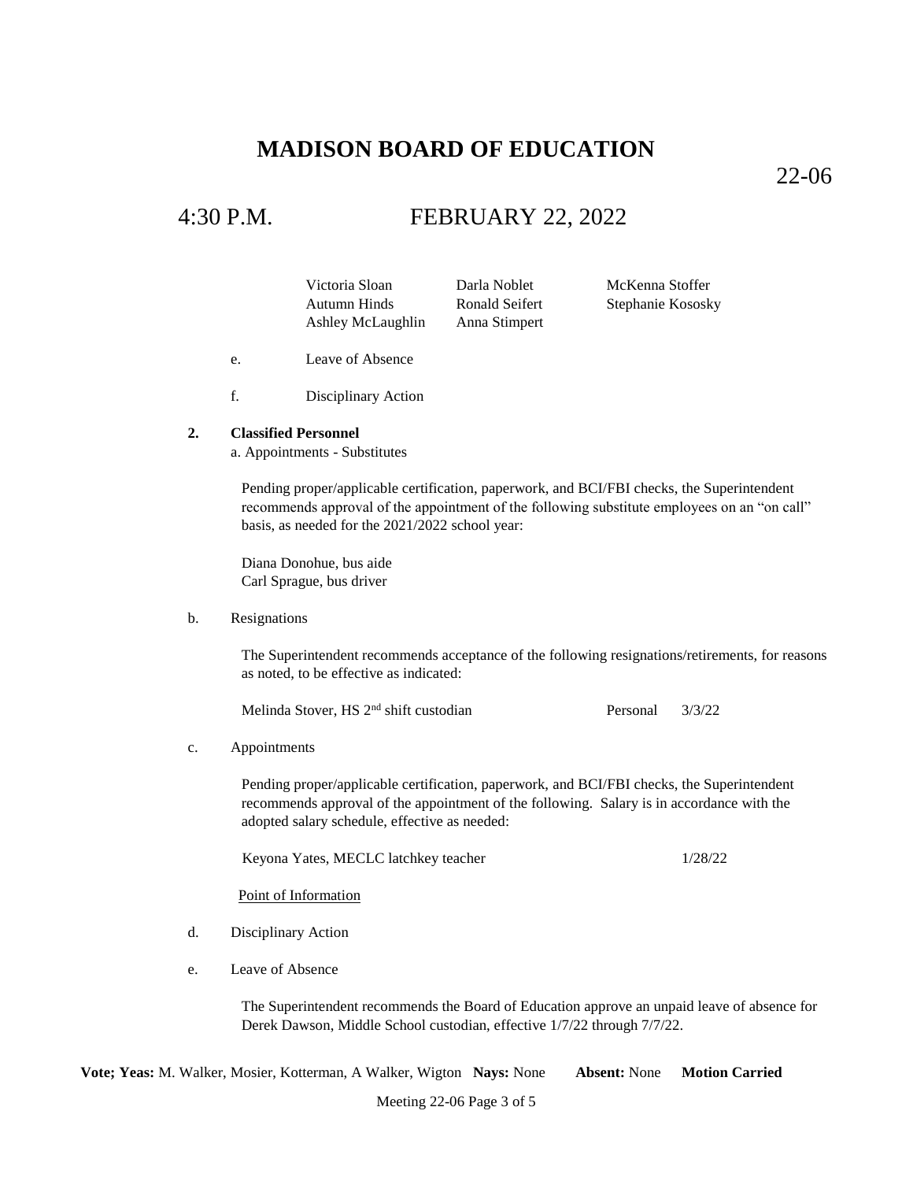# MADISON BOARD OF EDUCATION

22-06

## 4:30 P.M. FEBRUARY 22, 2022

| | | |
|---|---|---|
| Victoria Sloan | Darla Noblet | McKenna Stoffer |
| Autumn Hinds | Ronald Seifert | Stephanie Kososky |
| Ashley McLaughlin | Anna Stimpert | |

e. Leave of Absence

f. Disciplinary Action

**2. Classified Personnel**

a. Appointments - Substitutes

Pending proper/applicable certification, paperwork, and BCI/FBI checks, the Superintendent recommends approval of the appointment of the following substitute employees on an "on call" basis, as needed for the 2021/2022 school year:

Diana Donohue, bus aide
Carl Sprague, bus driver

b. Resignations

The Superintendent recommends acceptance of the following resignations/retirements, for reasons as noted, to be effective as indicated:

| | | |
|---|---|---|
| Melinda Stover, HS 2nd shift custodian | Personal | 3/3/22 |

c. Appointments

Pending proper/applicable certification, paperwork, and BCI/FBI checks, the Superintendent recommends approval of the appointment of the following. Salary is in accordance with the adopted salary schedule, effective as needed:

| | |
|---|---|
| Keyona Yates, MECLC latchkey teacher | 1/28/22 |

Point of Information

d. Disciplinary Action

e. Leave of Absence

The Superintendent recommends the Board of Education approve an unpaid leave of absence for Derek Dawson, Middle School custodian, effective 1/7/22 through 7/7/22.

**Vote; Yeas:** M. Walker, Mosier, Kotterman, A Walker, Wigton **Nays:** None **Absent:** None **Motion Carried**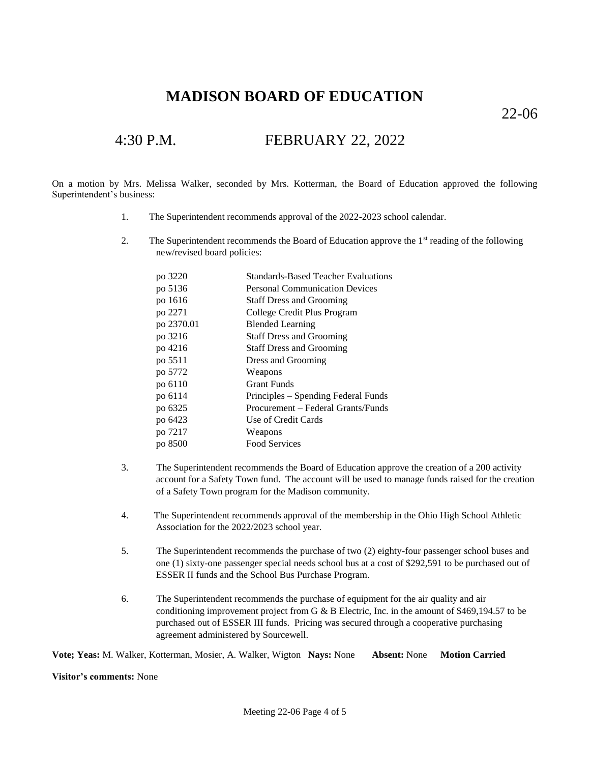# MADISON BOARD OF EDUCATION

22-06

## 4:30 P.M. FEBRUARY 22, 2022

On a motion by Mrs. Melissa Walker, seconded by Mrs. Kotterman, the Board of Education approved the following Superintendent's business:

1. The Superintendent recommends approval of the 2022-2023 school calendar.

2. The Superintendent recommends the Board of Education approve the 1st reading of the following new/revised board policies:

| | |
|---|---|
| po 3220 | Standards-Based Teacher Evaluations |
| po 5136 | Personal Communication Devices |
| po 1616 | Staff Dress and Grooming |
| po 2271 | College Credit Plus Program |
| po 2370.01 | Blended Learning |
| po 3216 | Staff Dress and Grooming |
| po 4216 | Staff Dress and Grooming |
| po 5511 | Dress and Grooming |
| po 5772 | Weapons |
| po 6110 | Grant Funds |
| po 6114 | Principles – Spending Federal Funds |
| po 6325 | Procurement – Federal Grants/Funds |
| po 6423 | Use of Credit Cards |
| po 7217 | Weapons |
| po 8500 | Food Services |

3. The Superintendent recommends the Board of Education approve the creation of a 200 activity account for a Safety Town fund. The account will be used to manage funds raised for the creation of a Safety Town program for the Madison community.

4. The Superintendent recommends approval of the membership in the Ohio High School Athletic Association for the 2022/2023 school year.

5. The Superintendent recommends the purchase of two (2) eighty-four passenger school buses and one (1) sixty-one passenger special needs school bus at a cost of $292,591 to be purchased out of ESSER II funds and the School Bus Purchase Program.

6. The Superintendent recommends the purchase of equipment for the air quality and air conditioning improvement project from G & B Electric, Inc. in the amount of $469,194.57 to be purchased out of ESSER III funds. Pricing was secured through a cooperative purchasing agreement administered by Sourcewell.

**Vote; Yeas:** M. Walker, Kotterman, Mosier, A. Walker, Wigton **Nays:** None **Absent:** None **Motion Carried**

**Visitor's comments:** None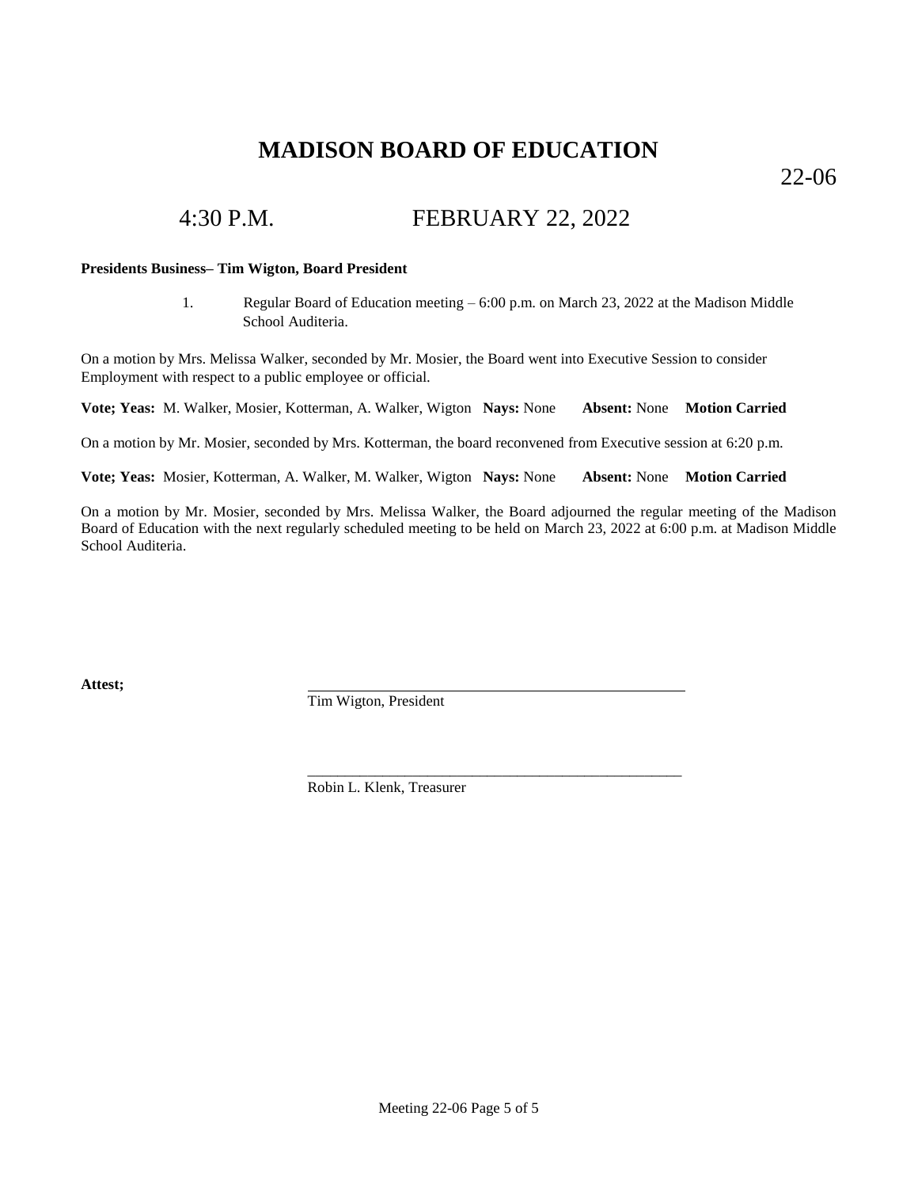# MADISON BOARD OF EDUCATION

22-06

## 4:30 P.M. FEBRUARY 22, 2022

**Presidents Business– Tim Wigton, Board President**

1. Regular Board of Education meeting – 6:00 p.m. on March 23, 2022 at the Madison Middle School Auditeria.

On a motion by Mrs. Melissa Walker, seconded by Mr. Mosier, the Board went into Executive Session to consider Employment with respect to a public employee or official.

**Vote; Yeas:** M. Walker, Mosier, Kotterman, A. Walker, Wigton **Nays:** None **Absent:** None **Motion Carried**

On a motion by Mr. Mosier, seconded by Mrs. Kotterman, the board reconvened from Executive session at 6:20 p.m.

**Vote; Yeas:** Mosier, Kotterman, A. Walker, M. Walker, Wigton **Nays:** None **Absent:** None **Motion Carried**

On a motion by Mr. Mosier, seconded by Mrs. Melissa Walker, the Board adjourned the regular meeting of the Madison Board of Education with the next regularly scheduled meeting to be held on March 23, 2022 at 6:00 p.m. at Madison Middle School Auditeria.

**Attest;**

\_\_\_\_\_\_\_\_\_\_\_\_\_\_\_\_\_\_\_\_\_\_\_\_\_\_\_\_\_\_\_\_\_\_\_\_\_\_\_\_\_\_\_\_\_\_\_\_

Tim Wigton, President

\_\_\_\_\_\_\_\_\_\_\_\_\_\_\_\_\_\_\_\_\_\_\_\_\_\_\_\_\_\_\_\_\_\_\_\_\_\_\_\_\_\_\_\_\_\_\_\_

Robin L. Klenk, Treasurer